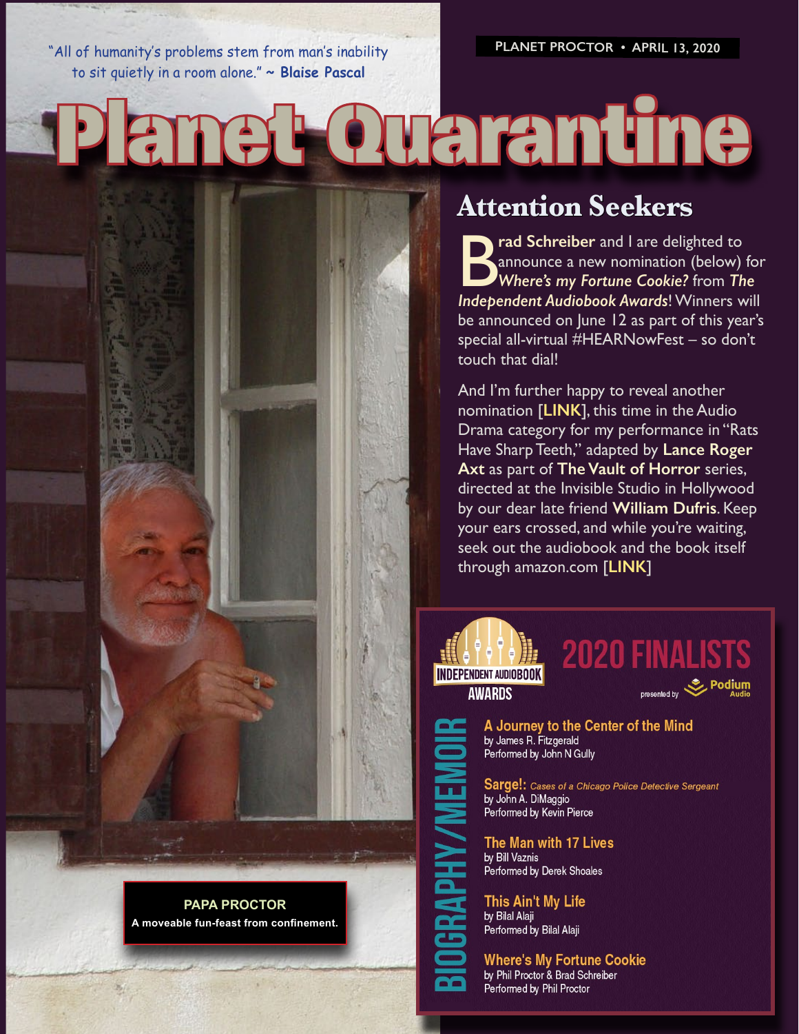"All of humanity's problems stem from man's inability to sit quietly in a room alone." ~ **Blaise Pascal**

PLANET PROCTOR • APRIL 13, 2020

# Planet Quarantine

## Attention Seekers

**Brad Schreiber** and I are delighted to announce a new nomination (below) for ***Where's my Fortune Cookie?*** from ***The Independent Audiobook Awards***! Winners will be announced on June 12 as part of this year's special all-virtual #HEARNowFest – so don't touch that dial!

And I'm further happy to reveal another nomination [**LINK**], this time in the Audio Drama category for my performance in "Rats Have Sharp Teeth," adapted by **Lance Roger Axt** as part of **The Vault of Horror** series, directed at the Invisible Studio in Hollywood by our dear late friend **William Dufris**. Keep your ears crossed, and while you're waiting, seek out the audiobook and the book itself through amazon.com [**LINK**]

**PAPA PROCTOR**
**A moveable fun-feast from confinement.**

INDEPENDENT AUDIOBOOK AWARDS

**2020 FINALISTS**

presented by Podium Audio

**BIOGRAPHY/MEMOIR**

**A Journey to the Center of the Mind**
by James R. Fitzgerald
Performed by John N Gully

**Sarge!:** *Cases of a Chicago Police Detective Sergeant*
by John A. DiMaggio
Performed by Kevin Pierce

**The Man with 17 Lives**
by Bill Vaznis
Performed by Derek Shoales

**This Ain't My Life**
by Bilal Alaji
Performed by Bilal Alaji

**Where's My Fortune Cookie**
by Phil Proctor & Brad Schreiber
Performed by Phil Proctor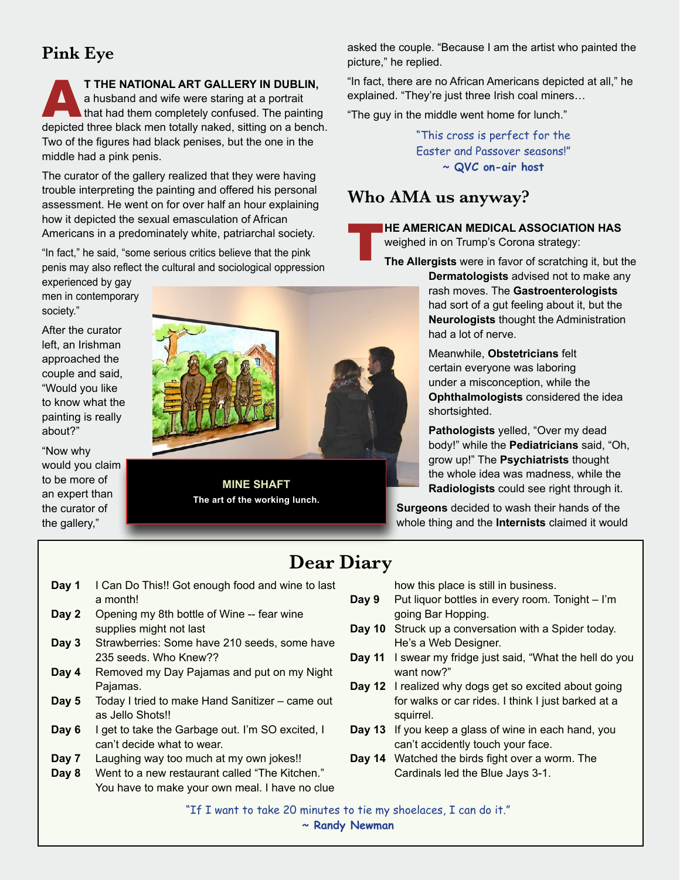## Pink Eye

**AT THE NATIONAL ART GALLERY IN DUBLIN,** a husband and wife were staring at a portrait that had them completely confused. The painting depicted three black men totally naked, sitting on a bench. Two of the figures had black penises, but the one in the middle had a pink penis.

The curator of the gallery realized that they were having trouble interpreting the painting and offered his personal assessment. He went on for over half an hour explaining how it depicted the sexual emasculation of African Americans in a predominately white, patriarchal society.

"In fact," he said, "some serious critics believe that the pink penis may also reflect the cultural and sociological oppression experienced by gay men in contemporary society."

After the curator left, an Irishman approached the couple and said, "Would you like to know what the painting is really about?"

"Now why would you claim to be more of an expert than the curator of the gallery," asked the couple. "Because I am the artist who painted the picture," he replied.

"In fact, there are no African Americans depicted at all," he explained. "They're just three Irish coal miners…

"The guy in the middle went home for lunch."

**MINE SHAFT**
**The art of the working lunch.**

"This cross is perfect for the Easter and Passover seasons!"
**~ QVC on-air host**

## Who AMA us anyway?

**THE AMERICAN MEDICAL ASSOCIATION HAS** weighed in on Trump's Corona strategy:

**The Allergists** were in favor of scratching it, but the **Dermatologists** advised not to make any rash moves. The **Gastroenterologists** had sort of a gut feeling about it, but the **Neurologists** thought the Administration had a lot of nerve.

Meanwhile, **Obstetricians** felt certain everyone was laboring under a misconception, while the **Ophthalmologists** considered the idea shortsighted.

**Pathologists** yelled, "Over my dead body!" while the **Pediatricians** said, "Oh, grow up!" The **Psychiatrists** thought the whole idea was madness, while the **Radiologists** could see right through it.

**Surgeons** decided to wash their hands of the whole thing and the **Internists** claimed it would

## Dear Diary

**Day 1** I Can Do This!! Got enough food and wine to last a month!

**Day 2** Opening my 8th bottle of Wine -- fear wine supplies might not last

**Day 3** Strawberries: Some have 210 seeds, some have 235 seeds. Who Knew??

**Day 4** Removed my Day Pajamas and put on my Night Pajamas.

**Day 5** Today I tried to make Hand Sanitizer – came out as Jello Shots!!

**Day 6** I get to take the Garbage out. I'm SO excited, I can't decide what to wear.

**Day 7** Laughing way too much at my own jokes!!

**Day 8** Went to a new restaurant called "The Kitchen." You have to make your own meal. I have no clue how this place is still in business.

**Day 9** Put liquor bottles in every room. Tonight – I'm going Bar Hopping.

**Day 10** Struck up a conversation with a Spider today. He's a Web Designer.

**Day 11** I swear my fridge just said, "What the hell do you want now?"

**Day 12** I realized why dogs get so excited about going for walks or car rides. I think I just barked at a squirrel.

**Day 13** If you keep a glass of wine in each hand, you can't accidently touch your face.

**Day 14** Watched the birds fight over a worm. The Cardinals led the Blue Jays 3-1.

"If I want to take 20 minutes to tie my shoelaces, I can do it."
**~ Randy Newman**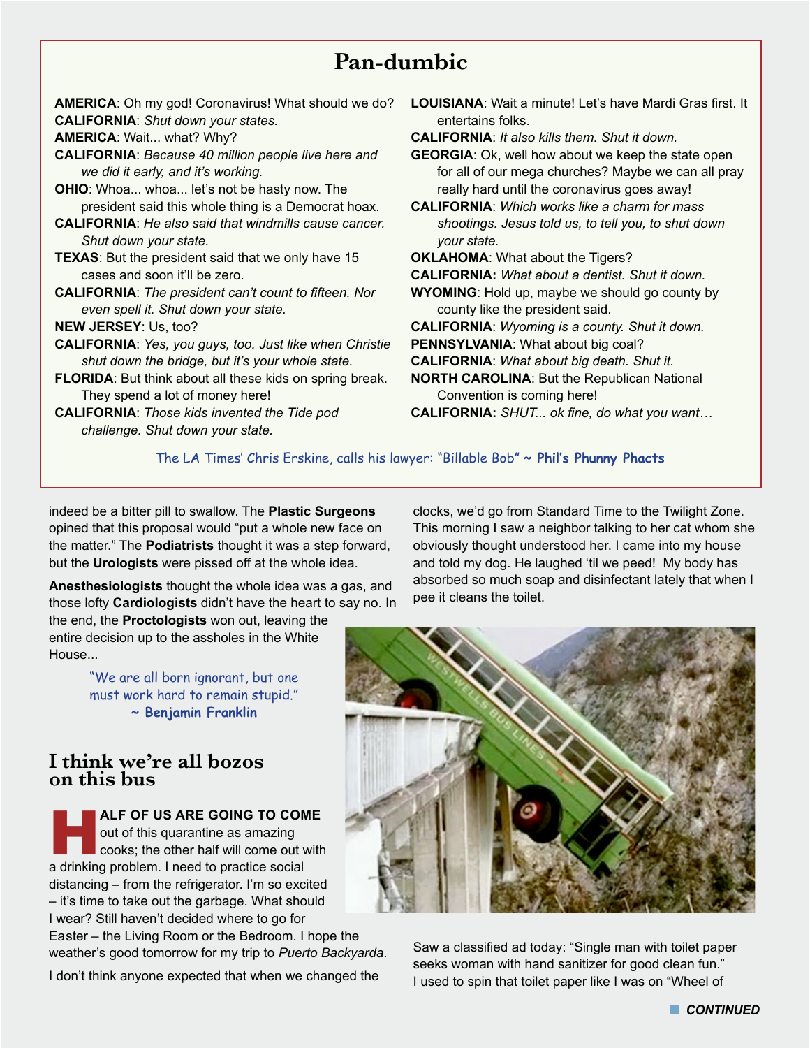## Pan-dumbic

**AMERICA**: Oh my god! Coronavirus! What should we do?
**CALIFORNIA**: *Shut down your states.*
**AMERICA**: Wait... what? Why?
**CALIFORNIA**: *Because 40 million people live here and we did it early, and it's working.*
**OHIO**: Whoa... whoa... let's not be hasty now. The president said this whole thing is a Democrat hoax.
**CALIFORNIA**: *He also said that windmills cause cancer. Shut down your state.*
**TEXAS**: But the president said that we only have 15 cases and soon it'll be zero.
**CALIFORNIA**: *The president can't count to fifteen. Nor even spell it. Shut down your state.*
**NEW JERSEY**: Us, too?
**CALIFORNIA**: *Yes, you guys, too. Just like when Christie shut down the bridge, but it's your whole state.*
**FLORIDA**: But think about all these kids on spring break. They spend a lot of money here!
**CALIFORNIA**: *Those kids invented the Tide pod challenge. Shut down your state.*
**LOUISIANA**: Wait a minute! Let's have Mardi Gras first. It entertains folks.
**CALIFORNIA**: *It also kills them. Shut it down.*
**GEORGIA**: Ok, well how about we keep the state open for all of our mega churches? Maybe we can all pray really hard until the coronavirus goes away!
**CALIFORNIA**: *Which works like a charm for mass shootings. Jesus told us, to tell you, to shut down your state.*
**OKLAHOMA**: What about the Tigers?
**CALIFORNIA:** *What about a dentist. Shut it down.*
**WYOMING**: Hold up, maybe we should go county by county like the president said.
**CALIFORNIA**: *Wyoming is a county. Shut it down.*
**PENNSYLVANIA**: What about big coal?
**CALIFORNIA**: *What about big death. Shut it.*
**NORTH CAROLINA**: But the Republican National Convention is coming here!
**CALIFORNIA:** *SHUT... ok fine, do what you want…*

The LA Times' Chris Erskine, calls his lawyer: "Billable Bob" ~ **Phil's Phunny Phacts**

indeed be a bitter pill to swallow. The **Plastic Surgeons** opined that this proposal would "put a whole new face on the matter." The **Podiatrists** thought it was a step forward, but the **Urologists** were pissed off at the whole idea.

**Anesthesiologists** thought the whole idea was a gas, and those lofty **Cardiologists** didn't have the heart to say no. In the end, the **Proctologists** won out, leaving the entire decision up to the assholes in the White House...

"We are all born ignorant, but one must work hard to remain stupid."
~ **Benjamin Franklin**

## I think we're all bozos on this bus

**HALF OF US ARE GOING TO COME** out of this quarantine as amazing cooks; the other half will come out with a drinking problem. I need to practice social distancing – from the refrigerator. I'm so excited – it's time to take out the garbage. What should I wear? Still haven't decided where to go for Easter – the Living Room or the Bedroom. I hope the weather's good tomorrow for my trip to *Puerto Backyarda*.

I don't think anyone expected that when we changed the clocks, we'd go from Standard Time to the Twilight Zone. This morning I saw a neighbor talking to her cat whom she obviously thought understood her. I came into my house and told my dog. He laughed 'til we peed! My body has absorbed so much soap and disinfectant lately that when I pee it cleans the toilet.

Saw a classified ad today: "Single man with toilet paper seeks woman with hand sanitizer for good clean fun." I used to spin that toilet paper like I was on "Wheel of

**CONTINUED**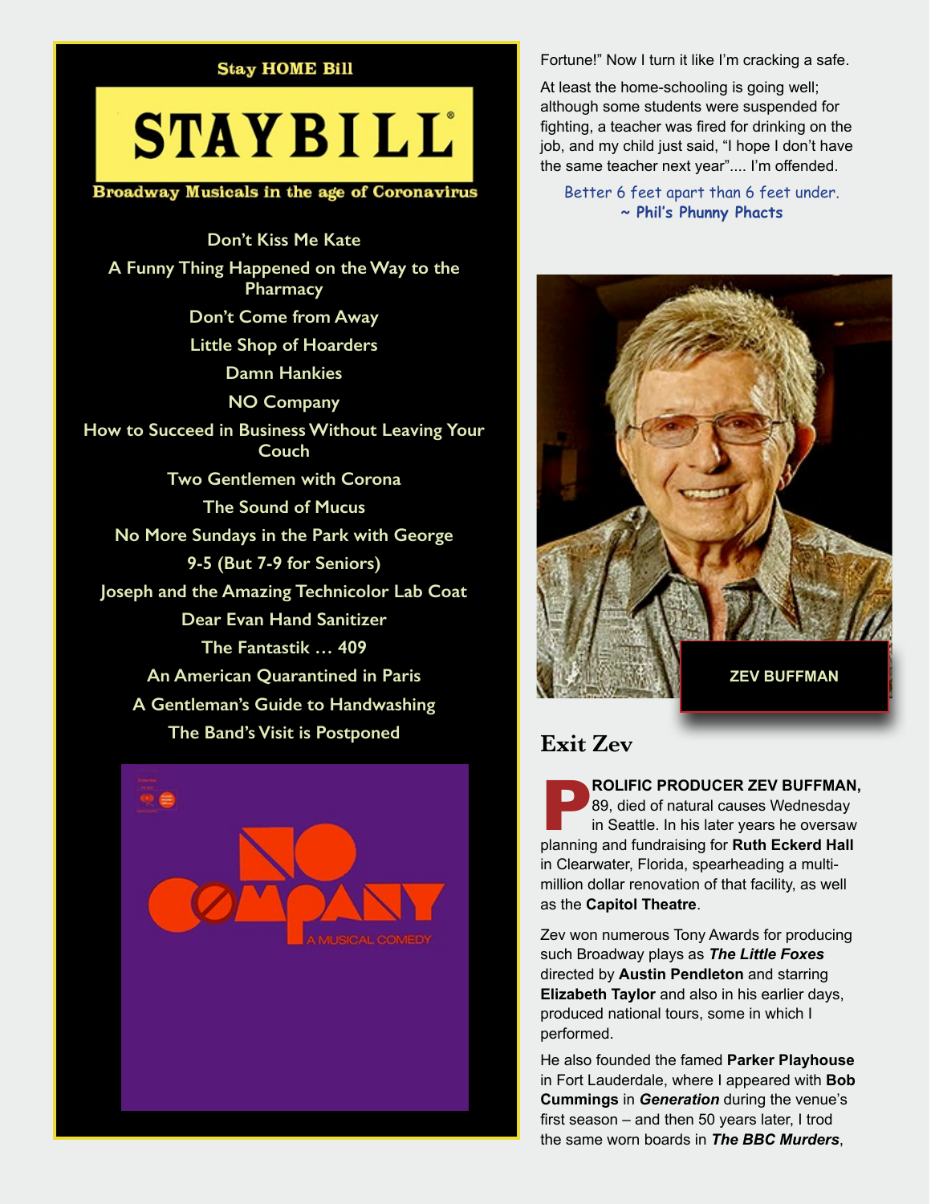Stay HOME Bill

# STAYBILL®

**Broadway Musicals in the age of Coronavirus**

Don't Kiss Me Kate

A Funny Thing Happened on the Way to the Pharmacy

Don't Come from Away

Little Shop of Hoarders

Damn Hankies

NO Company

How to Succeed in Business Without Leaving Your Couch

Two Gentlemen with Corona

The Sound of Mucus

No More Sundays in the Park with George

9-5 (But 7-9 for Seniors)

Joseph and the Amazing Technicolor Lab Coat

Dear Evan Hand Sanitizer

The Fantastik … 409

An American Quarantined in Paris

A Gentleman's Guide to Handwashing

The Band's Visit is Postponed

Fortune!" Now I turn it like I'm cracking a safe.

At least the home-schooling is going well; although some students were suspended for fighting, a teacher was fired for drinking on the job, and my child just said, "I hope I don't have the same teacher next year".... I'm offended.

Better 6 feet apart than 6 feet under.
~ **Phil's Phunny Phacts**

ZEV BUFFMAN

## Exit Zev

**PROLIFIC PRODUCER ZEV BUFFMAN,** 89, died of natural causes Wednesday in Seattle. In his later years he oversaw planning and fundraising for **Ruth Eckerd Hall** in Clearwater, Florida, spearheading a multi-million dollar renovation of that facility, as well as the **Capitol Theatre**.

Zev won numerous Tony Awards for producing such Broadway plays as ***The Little Foxes*** directed by **Austin Pendleton** and starring **Elizabeth Taylor** and also in his earlier days, produced national tours, some in which I performed.

He also founded the famed **Parker Playhouse** in Fort Lauderdale, where I appeared with **Bob Cummings** in ***Generation*** during the venue's first season – and then 50 years later, I trod the same worn boards in ***The BBC Murders***,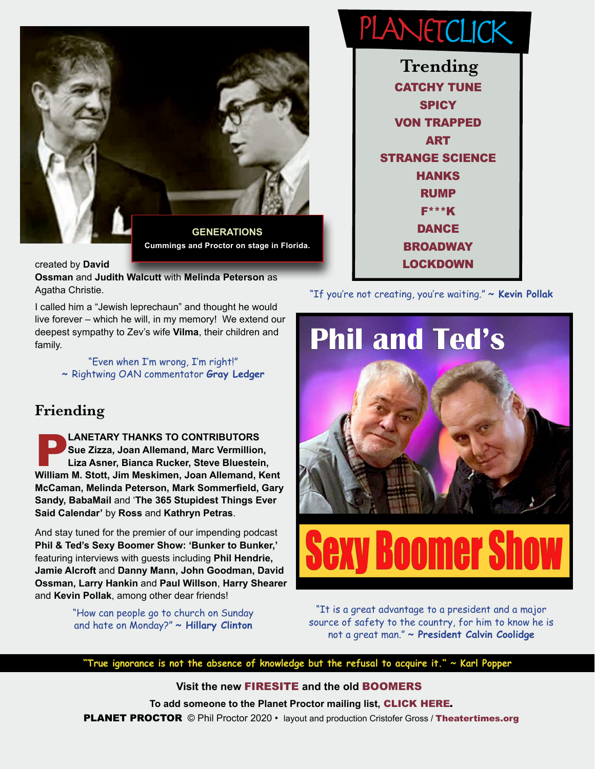**GENERATIONS**
Cummings and Proctor on stage in Florida.

created by **David Ossman** and **Judith Walcutt** with **Melinda Peterson** as Agatha Christie.

I called him a "Jewish leprechaun" and thought he would live forever – which he will, in my memory! We extend our deepest sympathy to Zev's wife **Vilma**, their children and family.

"Even when I'm wrong, I'm right!"
~ Rightwing OAN commentator **Gray Ledger**

## Friending

**PLANETARY THANKS TO CONTRIBUTORS Sue Zizza, Joan Allemand, Marc Vermillion, Liza Asner, Bianca Rucker, Steve Bluestein, William M. Stott, Jim Meskimen, Joan Allemand, Kent McCaman, Melinda Peterson, Mark Sommerfield, Gary Sandy, BabaMail** and '**The 365 Stupidest Things Ever Said Calendar'** by **Ross** and **Kathryn Petras**.

And stay tuned for the premier of our impending podcast **Phil & Ted's Sexy Boomer Show: 'Bunker to Bunker,'** featuring interviews with guests including **Phil Hendrie, Jamie Alcroft** and **Danny Mann, John Goodman, David Ossman, Larry Hankin** and **Paul Willson**, **Harry Shearer** and **Kevin Pollak**, among other dear friends!

"How can people go to church on Sunday and hate on Monday?" ~ **Hillary Clinton**

## PLANETCLICK

### Trending

- CATCHY TUNE
- SPICY
- VON TRAPPED
- ART
- STRANGE SCIENCE
- HANKS
- RUMP
- F***K
- DANCE
- BROADWAY
- LOCKDOWN

"If you're not creating, you're waiting." ~ **Kevin Pollak**

**Phil and Ted's**

**Sexy Boomer Show**

"It is a great advantage to a president and a major source of safety to the country, for him to know he is not a great man." ~ **President Calvin Coolidge**

"True ignorance is not the absence of knowledge but the refusal to acquire it." ~ Karl Popper

**Visit the new FIRESITE and the old BOOMERS**

**To add someone to the Planet Proctor mailing list, CLICK HERE.**

**PLANET PROCTOR** © Phil Proctor 2020 • layout and production Cristofer Gross / **Theatertimes.org**